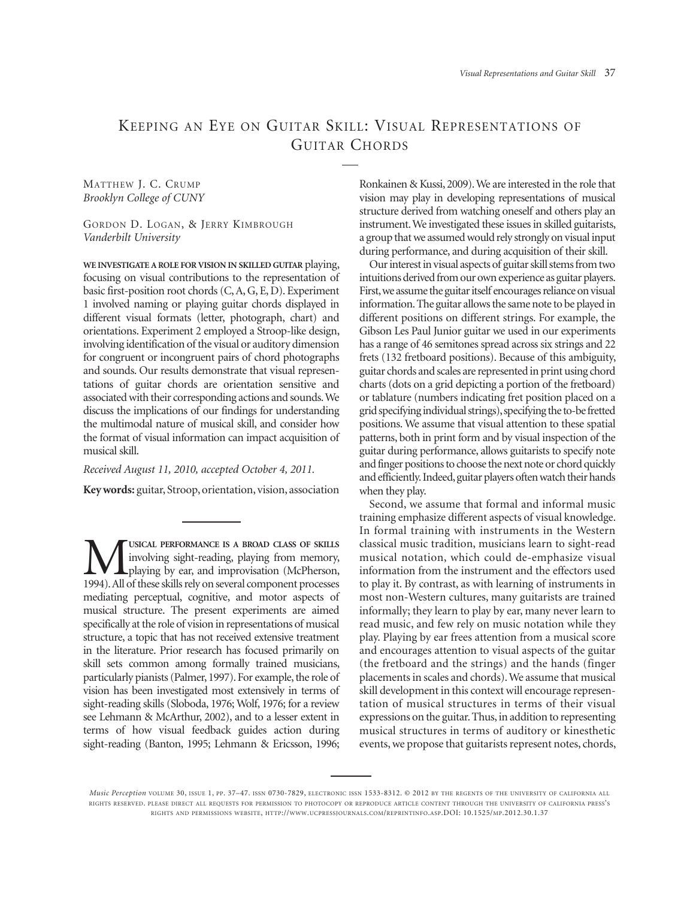# Keeping an Eye on Guitar Skill: Visual Representations of Guitar Chords

Matthew J. C. Crump
*Brooklyn College of CUNY*

Gordon D. Logan, & Jerry Kimbrough
*Vanderbilt University*

**We investigate a role for vision in skilled guitar** playing, focusing on visual contributions to the representation of basic first-position root chords (C, A, G, E, D). Experiment 1 involved naming or playing guitar chords displayed in different visual formats (letter, photograph, chart) and orientations. Experiment 2 employed a Stroop-like design, involving identification of the visual or auditory dimension for congruent or incongruent pairs of chord photographs and sounds. Our results demonstrate that visual representations of guitar chords are orientation sensitive and associated with their corresponding actions and sounds. We discuss the implications of our findings for understanding the multimodal nature of musical skill, and consider how the format of visual information can impact acquisition of musical skill.

*Received August 11, 2010, accepted October 4, 2011.*

**Key words:** guitar, Stroop, orientation, vision, association

Musical performance is a broad class of skills involving sight-reading, playing from memory, playing by ear, and improvisation (McPherson, 1994). All of these skills rely on several component processes mediating perceptual, cognitive, and motor aspects of musical structure. The present experiments are aimed specifically at the role of vision in representations of musical structure, a topic that has not received extensive treatment in the literature. Prior research has focused primarily on skill sets common among formally trained musicians, particularly pianists (Palmer, 1997). For example, the role of vision has been investigated most extensively in terms of sight-reading skills (Sloboda, 1976; Wolf, 1976; for a review see Lehmann & McArthur, 2002), and to a lesser extent in terms of how visual feedback guides action during sight-reading (Banton, 1995; Lehmann & Ericsson, 1996; Ronkainen & Kussi, 2009). We are interested in the role that vision may play in developing representations of musical structure derived from watching oneself and others play an instrument. We investigated these issues in skilled guitarists, a group that we assumed would rely strongly on visual input during performance, and during acquisition of their skill.

Our interest in visual aspects of guitar skill stems from two intuitions derived from our own experience as guitar players. First, we assume the guitar itself encourages reliance on visual information. The guitar allows the same note to be played in different positions on different strings. For example, the Gibson Les Paul Junior guitar we used in our experiments has a range of 46 semitones spread across six strings and 22 frets (132 fretboard positions). Because of this ambiguity, guitar chords and scales are represented in print using chord charts (dots on a grid depicting a portion of the fretboard) or tablature (numbers indicating fret position placed on a grid specifying individual strings), specifying the to-be fretted positions. We assume that visual attention to these spatial patterns, both in print form and by visual inspection of the guitar during performance, allows guitarists to specify note and finger positions to choose the next note or chord quickly and efficiently. Indeed, guitar players often watch their hands when they play.

Second, we assume that formal and informal music training emphasize different aspects of visual knowledge. In formal training with instruments in the Western classical music tradition, musicians learn to sight-read musical notation, which could de-emphasize visual information from the instrument and the effectors used to play it. By contrast, as with learning of instruments in most non-Western cultures, many guitarists are trained informally; they learn to play by ear, many never learn to read music, and few rely on music notation while they play. Playing by ear frees attention from a musical score and encourages attention to visual aspects of the guitar (the fretboard and the strings) and the hands (finger placements in scales and chords). We assume that musical skill development in this context will encourage representation of musical structures in terms of their visual expressions on the guitar. Thus, in addition to representing musical structures in terms of auditory or kinesthetic events, we propose that guitarists represent notes, chords,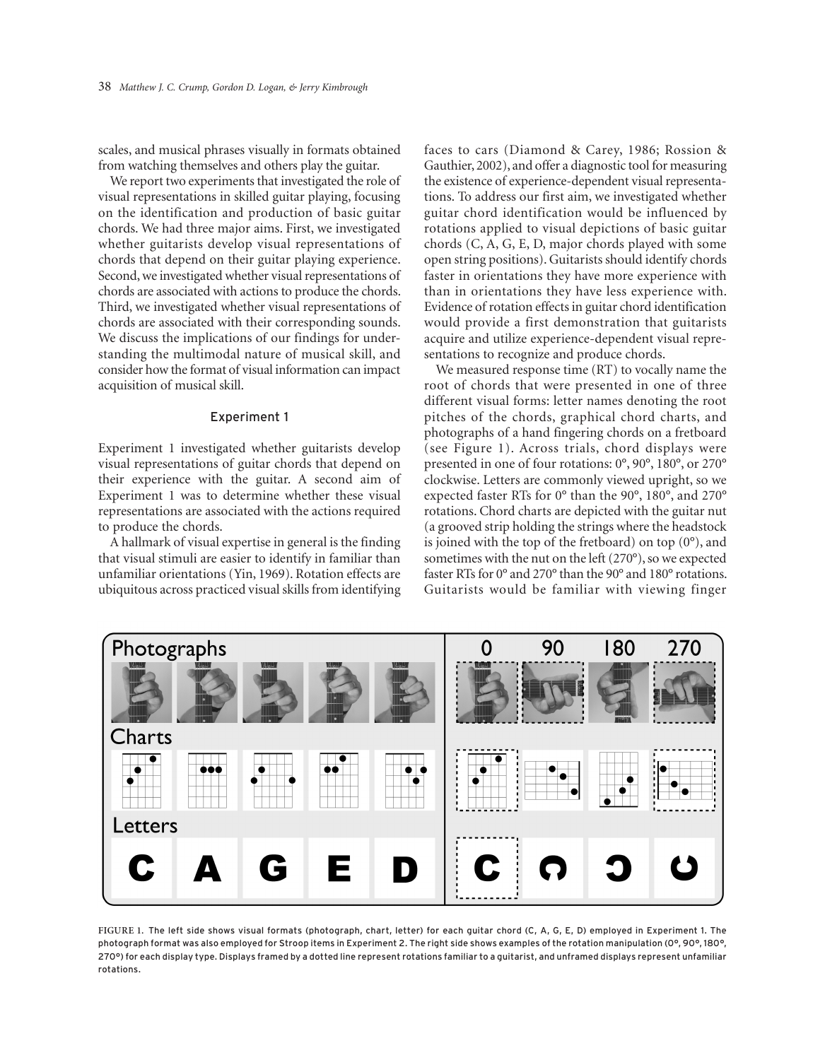scales, and musical phrases visually in formats obtained from watching themselves and others play the guitar.

We report two experiments that investigated the role of visual representations in skilled guitar playing, focusing on the identification and production of basic guitar chords. We had three major aims. First, we investigated whether guitarists develop visual representations of chords that depend on their guitar playing experience. Second, we investigated whether visual representations of chords are associated with actions to produce the chords. Third, we investigated whether visual representations of chords are associated with their corresponding sounds. We discuss the implications of our findings for understanding the multimodal nature of musical skill, and consider how the format of visual information can impact acquisition of musical skill.

## Experiment 1

Experiment 1 investigated whether guitarists develop visual representations of guitar chords that depend on their experience with the guitar. A second aim of Experiment 1 was to determine whether these visual representations are associated with the actions required to produce the chords.

A hallmark of visual expertise in general is the finding that visual stimuli are easier to identify in familiar than unfamiliar orientations (Yin, 1969). Rotation effects are ubiquitous across practiced visual skills from identifying faces to cars (Diamond & Carey, 1986; Rossion & Gauthier, 2002), and offer a diagnostic tool for measuring the existence of experience-dependent visual representations. To address our first aim, we investigated whether guitar chord identification would be influenced by rotations applied to visual depictions of basic guitar chords (C, A, G, E, D, major chords played with some open string positions). Guitarists should identify chords faster in orientations they have more experience with than in orientations they have less experience with. Evidence of rotation effects in guitar chord identification would provide a first demonstration that guitarists acquire and utilize experience-dependent visual representations to recognize and produce chords.

We measured response time (RT) to vocally name the root of chords that were presented in one of three different visual forms: letter names denoting the root pitches of the chords, graphical chord charts, and photographs of a hand fingering chords on a fretboard (see Figure 1). Across trials, chord displays were presented in one of four rotations: 0°, 90°, 180°, or 270° clockwise. Letters are commonly viewed upright, so we expected faster RTs for 0° than the 90°, 180°, and 270° rotations. Chord charts are depicted with the guitar nut (a grooved strip holding the strings where the headstock is joined with the top of the fretboard) on top (0°), and sometimes with the nut on the left (270°), so we expected faster RTs for 0° and 270° than the 90° and 180° rotations. Guitarists would be familiar with viewing finger

FIGURE 1. The left side shows visual formats (photograph, chart, letter) for each guitar chord (C, A, G, E, D) employed in Experiment 1. The photograph format was also employed for Stroop items in Experiment 2. The right side shows examples of the rotation manipulation (0°, 90°, 180°, 270°) for each display type. Displays framed by a dotted line represent rotations familiar to a guitarist, and unframed displays represent unfamiliar rotations.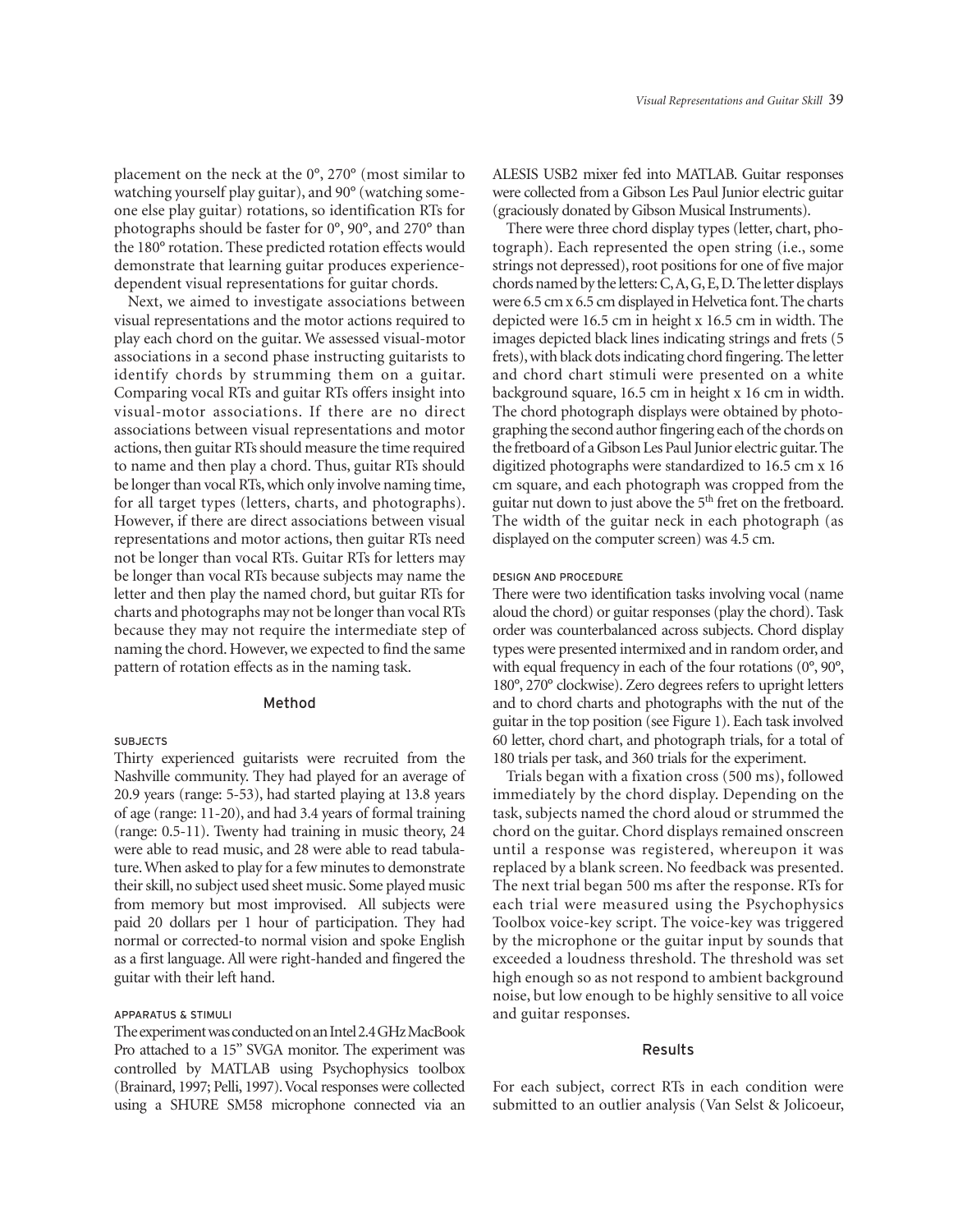placement on the neck at the 0°, 270° (most similar to watching yourself play guitar), and 90° (watching someone else play guitar) rotations, so identification RTs for photographs should be faster for 0°, 90°, and 270° than the 180° rotation. These predicted rotation effects would demonstrate that learning guitar produces experience-dependent visual representations for guitar chords.

Next, we aimed to investigate associations between visual representations and the motor actions required to play each chord on the guitar. We assessed visual-motor associations in a second phase instructing guitarists to identify chords by strumming them on a guitar. Comparing vocal RTs and guitar RTs offers insight into visual-motor associations. If there are no direct associations between visual representations and motor actions, then guitar RTs should measure the time required to name and then play a chord. Thus, guitar RTs should be longer than vocal RTs, which only involve naming time, for all target types (letters, charts, and photographs). However, if there are direct associations between visual representations and motor actions, then guitar RTs need not be longer than vocal RTs. Guitar RTs for letters may be longer than vocal RTs because subjects may name the letter and then play the named chord, but guitar RTs for charts and photographs may not be longer than vocal RTs because they may not require the intermediate step of naming the chord. However, we expected to find the same pattern of rotation effects as in the naming task.

## Method

### SUBJECTS

Thirty experienced guitarists were recruited from the Nashville community. They had played for an average of 20.9 years (range: 5-53), had started playing at 13.8 years of age (range: 11-20), and had 3.4 years of formal training (range: 0.5-11). Twenty had training in music theory, 24 were able to read music, and 28 were able to read tabulature. When asked to play for a few minutes to demonstrate their skill, no subject used sheet music. Some played music from memory but most improvised. All subjects were paid 20 dollars per 1 hour of participation. They had normal or corrected-to normal vision and spoke English as a first language. All were right-handed and fingered the guitar with their left hand.

### APPARATUS & STIMULI

The experiment was conducted on an Intel 2.4 GHz MacBook Pro attached to a 15" SVGA monitor. The experiment was controlled by MATLAB using Psychophysics toolbox (Brainard, 1997; Pelli, 1997). Vocal responses were collected using a SHURE SM58 microphone connected via an ALESIS USB2 mixer fed into MATLAB. Guitar responses were collected from a Gibson Les Paul Junior electric guitar (graciously donated by Gibson Musical Instruments).

There were three chord display types (letter, chart, photograph). Each represented the open string (i.e., some strings not depressed), root positions for one of five major chords named by the letters: C, A, G, E, D. The letter displays were 6.5 cm x 6.5 cm displayed in Helvetica font. The charts depicted were 16.5 cm in height x 16.5 cm in width. The images depicted black lines indicating strings and frets (5 frets), with black dots indicating chord fingering. The letter and chord chart stimuli were presented on a white background square, 16.5 cm in height x 16 cm in width. The chord photograph displays were obtained by photographing the second author fingering each of the chords on the fretboard of a Gibson Les Paul Junior electric guitar. The digitized photographs were standardized to 16.5 cm x 16 cm square, and each photograph was cropped from the guitar nut down to just above the 5th fret on the fretboard. The width of the guitar neck in each photograph (as displayed on the computer screen) was 4.5 cm.

### DESIGN AND PROCEDURE

There were two identification tasks involving vocal (name aloud the chord) or guitar responses (play the chord). Task order was counterbalanced across subjects. Chord display types were presented intermixed and in random order, and with equal frequency in each of the four rotations (0°, 90°, 180°, 270° clockwise). Zero degrees refers to upright letters and to chord charts and photographs with the nut of the guitar in the top position (see Figure 1). Each task involved 60 letter, chord chart, and photograph trials, for a total of 180 trials per task, and 360 trials for the experiment.

Trials began with a fixation cross (500 ms), followed immediately by the chord display. Depending on the task, subjects named the chord aloud or strummed the chord on the guitar. Chord displays remained onscreen until a response was registered, whereupon it was replaced by a blank screen. No feedback was presented. The next trial began 500 ms after the response. RTs for each trial were measured using the Psychophysics Toolbox voice-key script. The voice-key was triggered by the microphone or the guitar input by sounds that exceeded a loudness threshold. The threshold was set high enough so as not respond to ambient background noise, but low enough to be highly sensitive to all voice and guitar responses.

## Results

For each subject, correct RTs in each condition were submitted to an outlier analysis (Van Selst & Jolicoeur,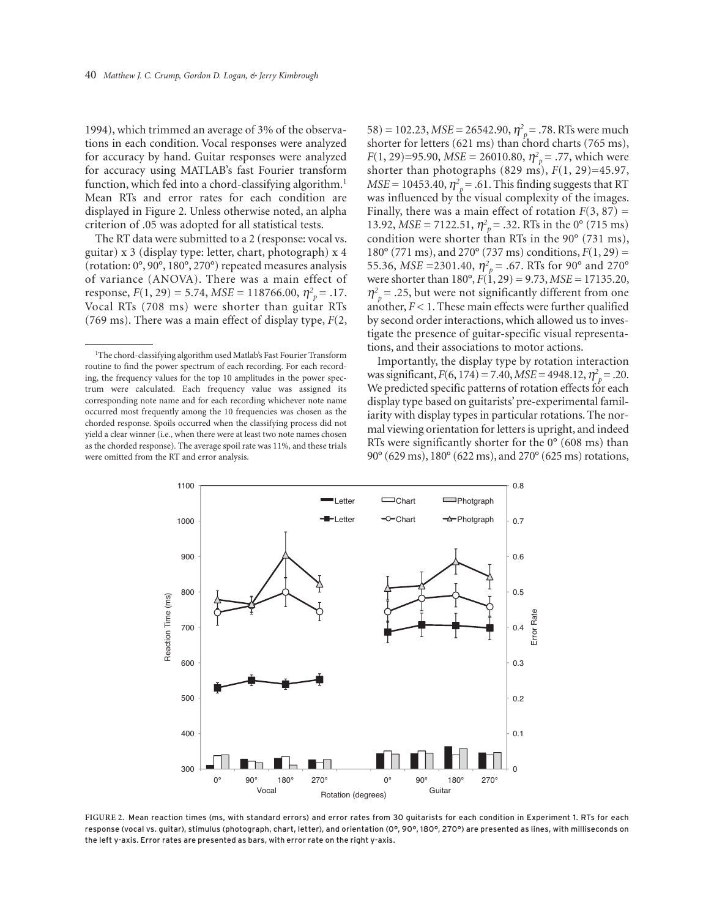1994), which trimmed an average of 3% of the observations in each condition. Vocal responses were analyzed for accuracy by hand. Guitar responses were analyzed for accuracy using MATLAB's fast Fourier transform function, which fed into a chord-classifying algorithm.[1] Mean RTs and error rates for each condition are displayed in Figure 2. Unless otherwise noted, an alpha criterion of .05 was adopted for all statistical tests.

The RT data were submitted to a 2 (response: vocal vs. guitar) x 3 (display type: letter, chart, photograph) x 4 (rotation: 0°, 90°, 180°, 270°) repeated measures analysis of variance (ANOVA). There was a main effect of response, $F(1, 29) = 5.74$, $MSE = 118766.00$, $\eta^2_p = .17$. Vocal RTs (708 ms) were shorter than guitar RTs (769 ms). There was a main effect of display type, $F(2, 58) = 102.23$, $MSE = 26542.90$, $\eta^2_p = .78$. RTs were much shorter for letters (621 ms) than chord charts (765 ms), $F(1, 29)=95.90$, $MSE = 26010.80$, $\eta^2_p = .77$, which were shorter than photographs (829 ms), $F(1, 29)=45.97$, $MSE = 10453.40$, $\eta^2_p = .61$. This finding suggests that RT was influenced by the visual complexity of the images. Finally, there was a main effect of rotation $F(3, 87) = 13.92$, $MSE = 7122.51$, $\eta^2_p = .32$. RTs in the 0° (715 ms) condition were shorter than RTs in the 90° (731 ms), 180° (771 ms), and 270° (737 ms) conditions, $F(1, 29) = 55.36$, $MSE =2301.40$, $\eta^2_p = .67$. RTs for 90° and 270° were shorter than 180°, $F(1, 29) = 9.73$, $MSE = 17135.20$, $\eta^2_p = .25$, but were not significantly different from one another, $F < 1$. These main effects were further qualified by second order interactions, which allowed us to investigate the presence of guitar-specific visual representations, and their associations to motor actions.

Importantly, the display type by rotation interaction was significant, $F(6, 174) = 7.40$, $MSE = 4948.12$, $\eta^2_p = .20$. We predicted specific patterns of rotation effects for each display type based on guitarists' pre-experimental familiarity with display types in particular rotations. The normal viewing orientation for letters is upright, and indeed RTs were significantly shorter for the 0° (608 ms) than 90° (629 ms), 180° (622 ms), and 270° (625 ms) rotations,

[1]The chord-classifying algorithm used Matlab's Fast Fourier Transform routine to find the power spectrum of each recording. For each recording, the frequency values for the top 10 amplitudes in the power spectrum were calculated. Each frequency value was assigned its corresponding note name and for each recording whichever note name occurred most frequently among the 10 frequencies was chosen as the chorded response. Spoils occurred when the classifying process did not yield a clear winner (i.e., when there were at least two note names chosen as the chorded response). The average spoil rate was 11%, and these trials were omitted from the RT and error analysis.

FIGURE 2. Mean reaction times (ms, with standard errors) and error rates from 30 guitarists for each condition in Experiment 1. RTs for each response (vocal vs. guitar), stimulus (photograph, chart, letter), and orientation (0°, 90°, 180°, 270°) are presented as lines, with milliseconds on the left y-axis. Error rates are presented as bars, with error rate on the right y-axis.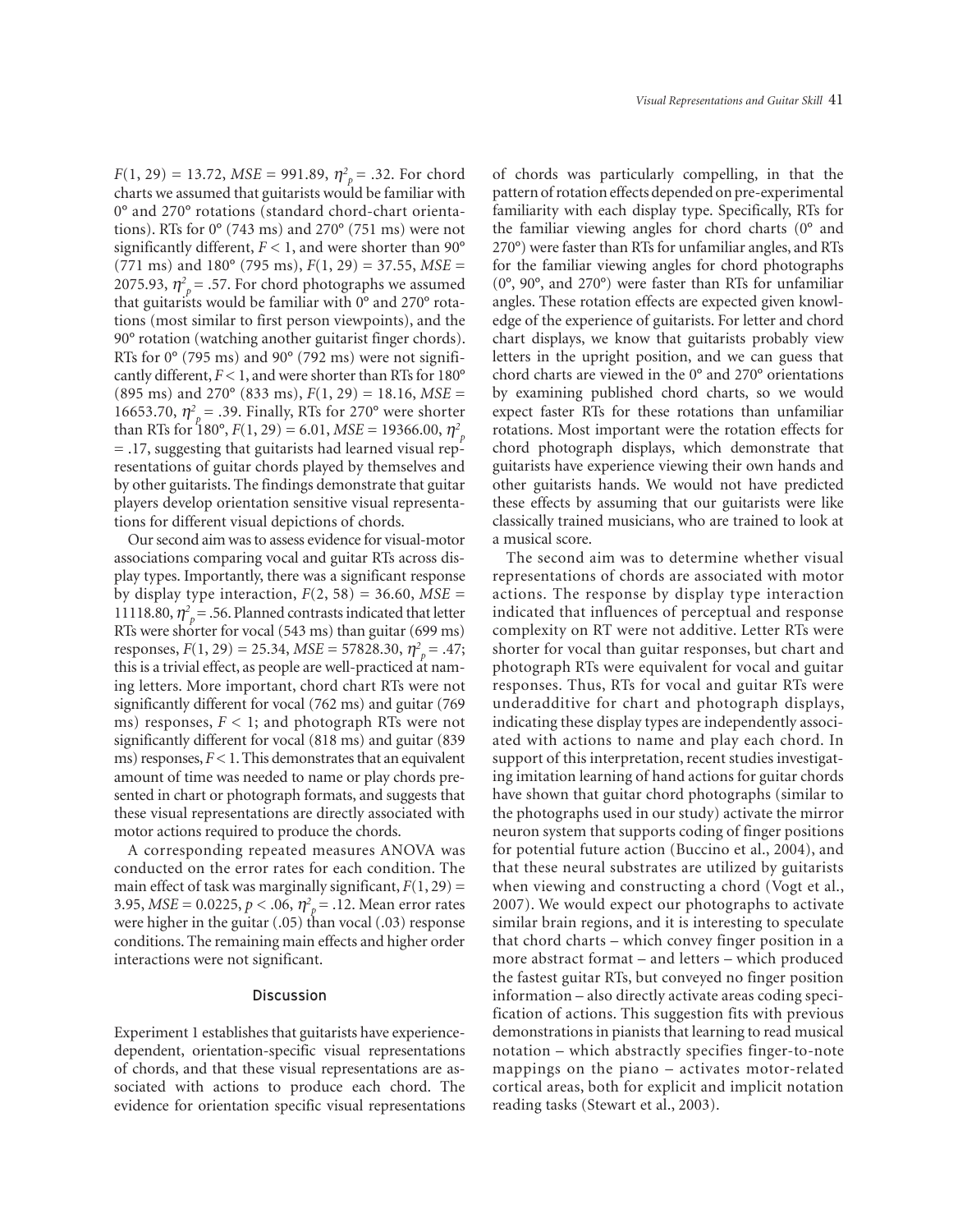$F(1, 29) = 13.72$, $MSE = 991.89$, $\eta^2_p = .32$. For chord charts we assumed that guitarists would be familiar with 0° and 270° rotations (standard chord-chart orientations). RTs for 0° (743 ms) and 270° (751 ms) were not significantly different, $F < 1$, and were shorter than 90° (771 ms) and 180° (795 ms), $F(1, 29) = 37.55$, $MSE = 2075.93$, $\eta^2_p = .57$. For chord photographs we assumed that guitarists would be familiar with 0° and 270° rotations (most similar to first person viewpoints), and the 90° rotation (watching another guitarist finger chords). RTs for 0° (795 ms) and 90° (792 ms) were not significantly different, $F < 1$, and were shorter than RTs for 180° (895 ms) and 270° (833 ms), $F(1, 29) = 18.16$, $MSE = 16653.70$, $\eta^2_p = .39$. Finally, RTs for 270° were shorter than RTs for 180°, $F(1, 29) = 6.01$, $MSE = 19366.00$, $\eta^2_p = .17$, suggesting that guitarists had learned visual representations of guitar chords played by themselves and by other guitarists. The findings demonstrate that guitar players develop orientation sensitive visual representations for different visual depictions of chords.

Our second aim was to assess evidence for visual-motor associations comparing vocal and guitar RTs across display types. Importantly, there was a significant response by display type interaction, $F(2, 58) = 36.60$, $MSE = 11118.80$, $\eta^2_p = .56$. Planned contrasts indicated that letter RTs were shorter for vocal (543 ms) than guitar (699 ms) responses, $F(1, 29) = 25.34$, $MSE = 57828.30$, $\eta^2_p = .47$; this is a trivial effect, as people are well-practiced at naming letters. More important, chord chart RTs were not significantly different for vocal (762 ms) and guitar (769 ms) responses, $F < 1$; and photograph RTs were not significantly different for vocal (818 ms) and guitar (839 ms) responses, $F < 1$. This demonstrates that an equivalent amount of time was needed to name or play chords presented in chart or photograph formats, and suggests that these visual representations are directly associated with motor actions required to produce the chords.

A corresponding repeated measures ANOVA was conducted on the error rates for each condition. The main effect of task was marginally significant, $F(1, 29) = 3.95$, $MSE = 0.0225$, $p < .06$, $\eta^2_p = .12$. Mean error rates were higher in the guitar (.05) than vocal (.03) response conditions. The remaining main effects and higher order interactions were not significant.

## Discussion

Experiment 1 establishes that guitarists have experience-dependent, orientation-specific visual representations of chords, and that these visual representations are associated with actions to produce each chord. The evidence for orientation specific visual representations of chords was particularly compelling, in that the pattern of rotation effects depended on pre-experimental familiarity with each display type. Specifically, RTs for the familiar viewing angles for chord charts (0° and 270°) were faster than RTs for unfamiliar angles, and RTs for the familiar viewing angles for chord photographs (0°, 90°, and 270°) were faster than RTs for unfamiliar angles. These rotation effects are expected given knowledge of the experience of guitarists. For letter and chord chart displays, we know that guitarists probably view letters in the upright position, and we can guess that chord charts are viewed in the 0° and 270° orientations by examining published chord charts, so we would expect faster RTs for these rotations than unfamiliar rotations. Most important were the rotation effects for chord photograph displays, which demonstrate that guitarists have experience viewing their own hands and other guitarists hands. We would not have predicted these effects by assuming that our guitarists were like classically trained musicians, who are trained to look at a musical score.

The second aim was to determine whether visual representations of chords are associated with motor actions. The response by display type interaction indicated that influences of perceptual and response complexity on RT were not additive. Letter RTs were shorter for vocal than guitar responses, but chart and photograph RTs were equivalent for vocal and guitar responses. Thus, RTs for vocal and guitar RTs were underadditive for chart and photograph displays, indicating these display types are independently associated with actions to name and play each chord. In support of this interpretation, recent studies investigating imitation learning of hand actions for guitar chords have shown that guitar chord photographs (similar to the photographs used in our study) activate the mirror neuron system that supports coding of finger positions for potential future action (Buccino et al., 2004), and that these neural substrates are utilized by guitarists when viewing and constructing a chord (Vogt et al., 2007). We would expect our photographs to activate similar brain regions, and it is interesting to speculate that chord charts – which convey finger position in a more abstract format – and letters – which produced the fastest guitar RTs, but conveyed no finger position information – also directly activate areas coding specification of actions. This suggestion fits with previous demonstrations in pianists that learning to read musical notation – which abstractly specifies finger-to-note mappings on the piano – activates motor-related cortical areas, both for explicit and implicit notation reading tasks (Stewart et al., 2003).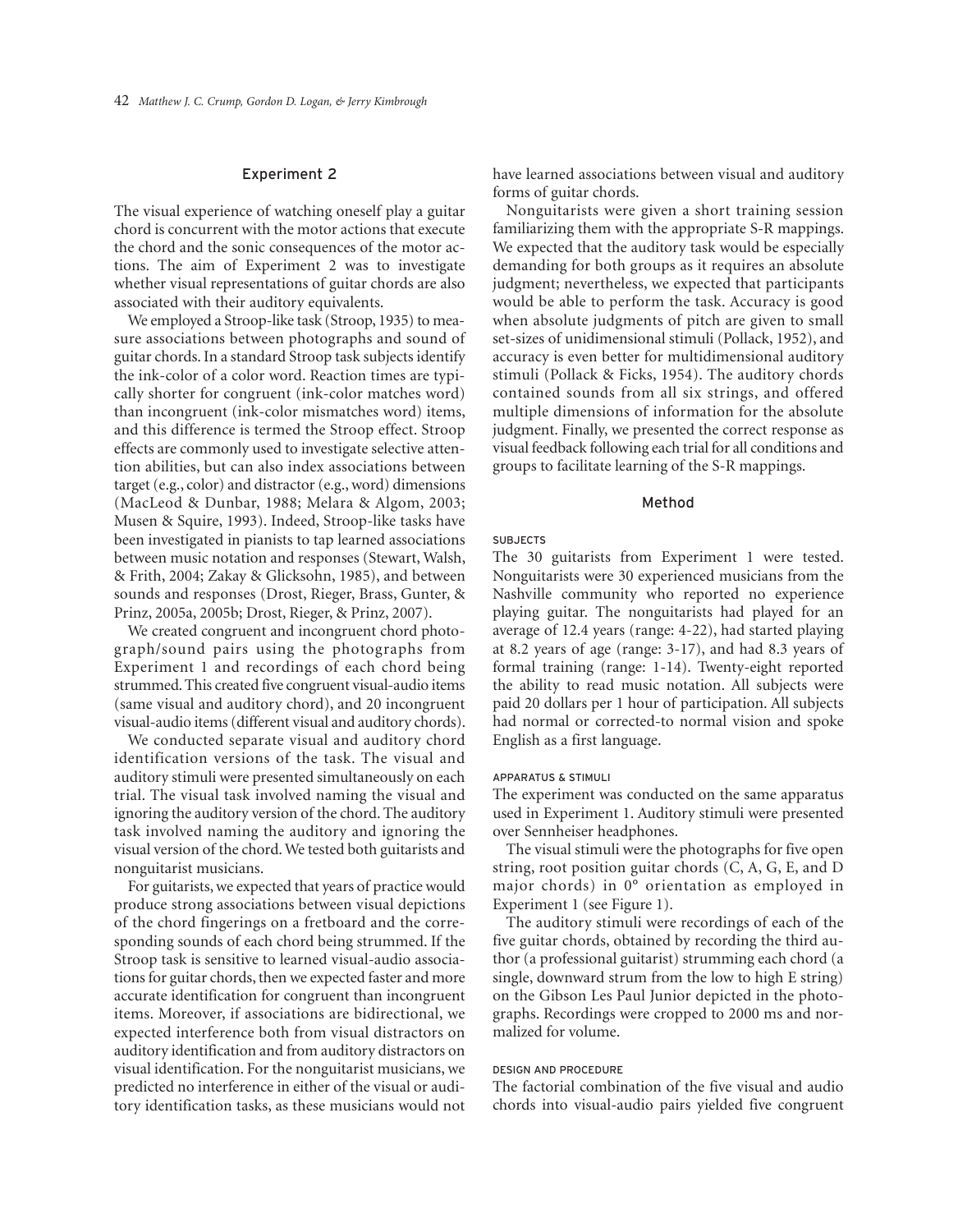## Experiment 2

The visual experience of watching oneself play a guitar chord is concurrent with the motor actions that execute the chord and the sonic consequences of the motor actions. The aim of Experiment 2 was to investigate whether visual representations of guitar chords are also associated with their auditory equivalents.

We employed a Stroop-like task (Stroop, 1935) to measure associations between photographs and sound of guitar chords. In a standard Stroop task subjects identify the ink-color of a color word. Reaction times are typically shorter for congruent (ink-color matches word) than incongruent (ink-color mismatches word) items, and this difference is termed the Stroop effect. Stroop effects are commonly used to investigate selective attention abilities, but can also index associations between target (e.g., color) and distractor (e.g., word) dimensions (MacLeod & Dunbar, 1988; Melara & Algom, 2003; Musen & Squire, 1993). Indeed, Stroop-like tasks have been investigated in pianists to tap learned associations between music notation and responses (Stewart, Walsh, & Frith, 2004; Zakay & Glicksohn, 1985), and between sounds and responses (Drost, Rieger, Brass, Gunter, & Prinz, 2005a, 2005b; Drost, Rieger, & Prinz, 2007).

We created congruent and incongruent chord photograph/sound pairs using the photographs from Experiment 1 and recordings of each chord being strummed. This created five congruent visual-audio items (same visual and auditory chord), and 20 incongruent visual-audio items (different visual and auditory chords).

We conducted separate visual and auditory chord identification versions of the task. The visual and auditory stimuli were presented simultaneously on each trial. The visual task involved naming the visual and ignoring the auditory version of the chord. The auditory task involved naming the auditory and ignoring the visual version of the chord. We tested both guitarists and nonguitarist musicians.

For guitarists, we expected that years of practice would produce strong associations between visual depictions of the chord fingerings on a fretboard and the corresponding sounds of each chord being strummed. If the Stroop task is sensitive to learned visual-audio associations for guitar chords, then we expected faster and more accurate identification for congruent than incongruent items. Moreover, if associations are bidirectional, we expected interference both from visual distractors on auditory identification and from auditory distractors on visual identification. For the nonguitarist musicians, we predicted no interference in either of the visual or auditory identification tasks, as these musicians would not have learned associations between visual and auditory forms of guitar chords.

Nonguitarists were given a short training session familiarizing them with the appropriate S-R mappings. We expected that the auditory task would be especially demanding for both groups as it requires an absolute judgment; nevertheless, we expected that participants would be able to perform the task. Accuracy is good when absolute judgments of pitch are given to small set-sizes of unidimensional stimuli (Pollack, 1952), and accuracy is even better for multidimensional auditory stimuli (Pollack & Ficks, 1954). The auditory chords contained sounds from all six strings, and offered multiple dimensions of information for the absolute judgment. Finally, we presented the correct response as visual feedback following each trial for all conditions and groups to facilitate learning of the S-R mappings.

## Method

### SUBJECTS

The 30 guitarists from Experiment 1 were tested. Nonguitarists were 30 experienced musicians from the Nashville community who reported no experience playing guitar. The nonguitarists had played for an average of 12.4 years (range: 4-22), had started playing at 8.2 years of age (range: 3-17), and had 8.3 years of formal training (range: 1-14). Twenty-eight reported the ability to read music notation. All subjects were paid 20 dollars per 1 hour of participation. All subjects had normal or corrected-to normal vision and spoke English as a first language.

### APPARATUS & STIMULI

The experiment was conducted on the same apparatus used in Experiment 1. Auditory stimuli were presented over Sennheiser headphones.

The visual stimuli were the photographs for five open string, root position guitar chords (C, A, G, E, and D major chords) in 0° orientation as employed in Experiment 1 (see Figure 1).

The auditory stimuli were recordings of each of the five guitar chords, obtained by recording the third author (a professional guitarist) strumming each chord (a single, downward strum from the low to high E string) on the Gibson Les Paul Junior depicted in the photographs. Recordings were cropped to 2000 ms and normalized for volume.

### DESIGN AND PROCEDURE

The factorial combination of the five visual and audio chords into visual-audio pairs yielded five congruent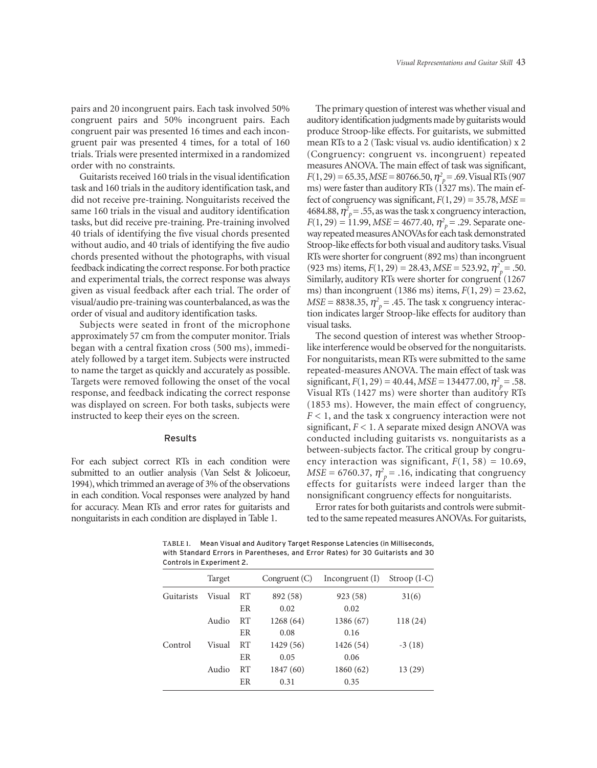pairs and 20 incongruent pairs. Each task involved 50% congruent pairs and 50% incongruent pairs. Each congruent pair was presented 16 times and each incongruent pair was presented 4 times, for a total of 160 trials. Trials were presented intermixed in a randomized order with no constraints.

Guitarists received 160 trials in the visual identification task and 160 trials in the auditory identification task, and did not receive pre-training. Nonguitarists received the same 160 trials in the visual and auditory identification tasks, but did receive pre-training. Pre-training involved 40 trials of identifying the five visual chords presented without audio, and 40 trials of identifying the five audio chords presented without the photographs, with visual feedback indicating the correct response. For both practice and experimental trials, the correct response was always given as visual feedback after each trial. The order of visual/audio pre-training was counterbalanced, as was the order of visual and auditory identification tasks.

Subjects were seated in front of the microphone approximately 57 cm from the computer monitor. Trials began with a central fixation cross (500 ms), immediately followed by a target item. Subjects were instructed to name the target as quickly and accurately as possible. Targets were removed following the onset of the vocal response, and feedback indicating the correct response was displayed on screen. For both tasks, subjects were instructed to keep their eyes on the screen.

## Results

For each subject correct RTs in each condition were submitted to an outlier analysis (Van Selst & Jolicoeur, 1994), which trimmed an average of 3% of the observations in each condition. Vocal responses were analyzed by hand for accuracy. Mean RTs and error rates for guitarists and nonguitarists in each condition are displayed in Table 1.

The primary question of interest was whether visual and auditory identification judgments made by guitarists would produce Stroop-like effects. For guitarists, we submitted mean RTs to a 2 (Task: visual vs. audio identification) x 2 (Congruency: congruent vs. incongruent) repeated measures ANOVA. The main effect of task was significant, $F(1, 29) = 65.35$, $MSE = 80766.50$, $\eta^2_p = .69$. Visual RTs (907 ms) were faster than auditory RTs (1327 ms). The main effect of congruency was significant, $F(1, 29) = 35.78$, $MSE = 4684.88$, $\eta^2_p = .55$, as was the task x congruency interaction, $F(1, 29) = 11.99$, $MSE = 4677.40$, $\eta^2_p = .29$. Separate one-way repeated measures ANOVAs for each task demonstrated Stroop-like effects for both visual and auditory tasks. Visual RTs were shorter for congruent (892 ms) than incongruent (923 ms) items, $F(1, 29) = 28.43$, $MSE = 523.92$, $\eta^2_p = .50$. Similarly, auditory RTs were shorter for congruent (1267 ms) than incongruent (1386 ms) items, $F(1, 29) = 23.62$, $MSE = 8838.35$, $\eta^2_p = .45$. The task x congruency interaction indicates larger Stroop-like effects for auditory than visual tasks.

The second question of interest was whether Stroop-like interference would be observed for the nonguitarists. For nonguitarists, mean RTs were submitted to the same repeated-measures ANOVA. The main effect of task was significant, $F(1, 29) = 40.44$, $MSE = 134477.00$, $\eta^2_p = .58$. Visual RTs (1427 ms) were shorter than auditory RTs (1853 ms). However, the main effect of congruency, $F < 1$, and the task x congruency interaction were not significant, $F < 1$. A separate mixed design ANOVA was conducted including guitarists vs. nonguitarists as a between-subjects factor. The critical group by congruency interaction was significant, $F(1, 58) = 10.69$, $MSE = 6760.37$, $\eta^2_p = .16$, indicating that congruency effects for guitarists were indeed larger than the nonsignificant congruency effects for nonguitarists.

Error rates for both guitarists and controls were submitted to the same repeated measures ANOVAs. For guitarists,

**TABLE 1.** Mean Visual and Auditory Target Response Latencies (in Milliseconds, with Standard Errors in Parentheses, and Error Rates) for 30 Guitarists and 30 Controls in Experiment 2.

| | Target | | Congruent (C) | Incongruent (I) | Stroop (I-C) |
|---|---|---|---|---|---|
| Guitarists | Visual | RT | 892 (58) | 923 (58) | 31(6) |
| | | ER | 0.02 | 0.02 | |
| | Audio | RT | 1268 (64) | 1386 (67) | 118 (24) |
| | | ER | 0.08 | 0.16 | |
| Control | Visual | RT | 1429 (56) | 1426 (54) | -3 (18) |
| | | ER | 0.05 | 0.06 | |
| | Audio | RT | 1847 (60) | 1860 (62) | 13 (29) |
| | | ER | 0.31 | 0.35 | |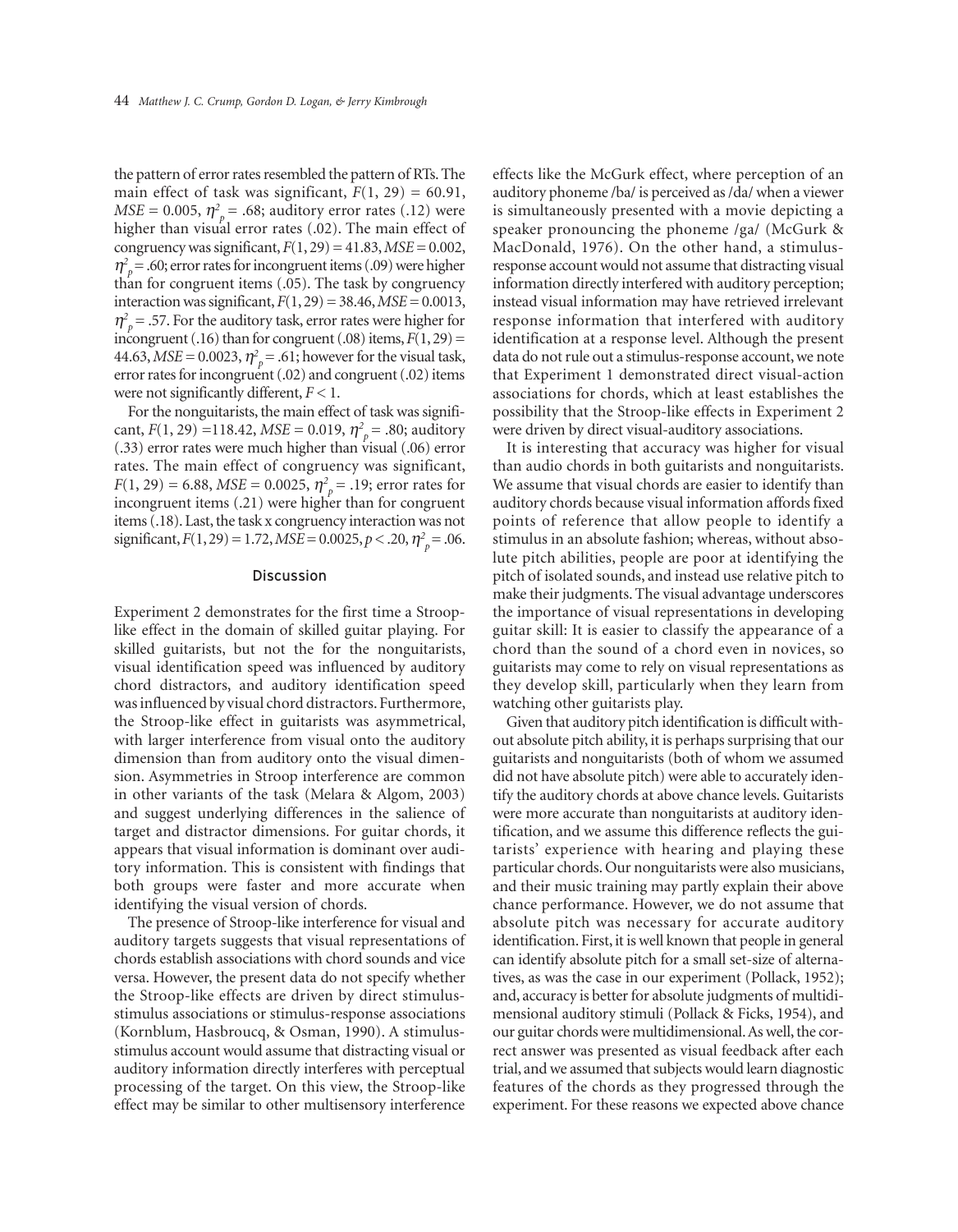the pattern of error rates resembled the pattern of RTs. The main effect of task was significant, $F(1, 29) = 60.91$, $MSE = 0.005$, $\eta^2_p = .68$; auditory error rates (.12) were higher than visual error rates (.02). The main effect of congruency was significant, $F(1, 29) = 41.83$, $MSE = 0.002$, $\eta^2_p = .60$; error rates for incongruent items (.09) were higher than for congruent items (.05). The task by congruency interaction was significant, $F(1, 29) = 38.46$, $MSE = 0.0013$, $\eta^2_p = .57$. For the auditory task, error rates were higher for incongruent (.16) than for congruent (.08) items, $F(1, 29) = 44.63$, $MSE = 0.0023$, $\eta^2_p = .61$; however for the visual task, error rates for incongruent (.02) and congruent (.02) items were not significantly different, $F < 1$.

For the nonguitarists, the main effect of task was significant, $F(1, 29) = 118.42$, $MSE = 0.019$, $\eta^2_p = .80$; auditory (.33) error rates were much higher than visual (.06) error rates. The main effect of congruency was significant, $F(1, 29) = 6.88$, $MSE = 0.0025$, $\eta^2_p = .19$; error rates for incongruent items (.21) were higher than for congruent items (.18). Last, the task x congruency interaction was not significant, $F(1, 29) = 1.72$, $MSE = 0.0025$, $p < .20$, $\eta^2_p = .06$.

## Discussion

Experiment 2 demonstrates for the first time a Stroop-like effect in the domain of skilled guitar playing. For skilled guitarists, but not the for the nonguitarists, visual identification speed was influenced by auditory chord distractors, and auditory identification speed was influenced by visual chord distractors. Furthermore, the Stroop-like effect in guitarists was asymmetrical, with larger interference from visual onto the auditory dimension than from auditory onto the visual dimension. Asymmetries in Stroop interference are common in other variants of the task (Melara & Algom, 2003) and suggest underlying differences in the salience of target and distractor dimensions. For guitar chords, it appears that visual information is dominant over auditory information. This is consistent with findings that both groups were faster and more accurate when identifying the visual version of chords.

The presence of Stroop-like interference for visual and auditory targets suggests that visual representations of chords establish associations with chord sounds and vice versa. However, the present data do not specify whether the Stroop-like effects are driven by direct stimulus-stimulus associations or stimulus-response associations (Kornblum, Hasbroucq, & Osman, 1990). A stimulus-stimulus account would assume that distracting visual or auditory information directly interferes with perceptual processing of the target. On this view, the Stroop-like effect may be similar to other multisensory interference effects like the McGurk effect, where perception of an auditory phoneme /ba/ is perceived as /da/ when a viewer is simultaneously presented with a movie depicting a speaker pronouncing the phoneme /ga/ (McGurk & MacDonald, 1976). On the other hand, a stimulus-response account would not assume that distracting visual information directly interfered with auditory perception; instead visual information may have retrieved irrelevant response information that interfered with auditory identification at a response level. Although the present data do not rule out a stimulus-response account, we note that Experiment 1 demonstrated direct visual-action associations for chords, which at least establishes the possibility that the Stroop-like effects in Experiment 2 were driven by direct visual-auditory associations.

It is interesting that accuracy was higher for visual than audio chords in both guitarists and nonguitarists. We assume that visual chords are easier to identify than auditory chords because visual information affords fixed points of reference that allow people to identify a stimulus in an absolute fashion; whereas, without absolute pitch abilities, people are poor at identifying the pitch of isolated sounds, and instead use relative pitch to make their judgments. The visual advantage underscores the importance of visual representations in developing guitar skill: It is easier to classify the appearance of a chord than the sound of a chord even in novices, so guitarists may come to rely on visual representations as they develop skill, particularly when they learn from watching other guitarists play.

Given that auditory pitch identification is difficult without absolute pitch ability, it is perhaps surprising that our guitarists and nonguitarists (both of whom we assumed did not have absolute pitch) were able to accurately identify the auditory chords at above chance levels. Guitarists were more accurate than nonguitarists at auditory identification, and we assume this difference reflects the guitarists' experience with hearing and playing these particular chords. Our nonguitarists were also musicians, and their music training may partly explain their above chance performance. However, we do not assume that absolute pitch was necessary for accurate auditory identification. First, it is well known that people in general can identify absolute pitch for a small set-size of alternatives, as was the case in our experiment (Pollack, 1952); and, accuracy is better for absolute judgments of multidimensional auditory stimuli (Pollack & Ficks, 1954), and our guitar chords were multidimensional. As well, the correct answer was presented as visual feedback after each trial, and we assumed that subjects would learn diagnostic features of the chords as they progressed through the experiment. For these reasons we expected above chance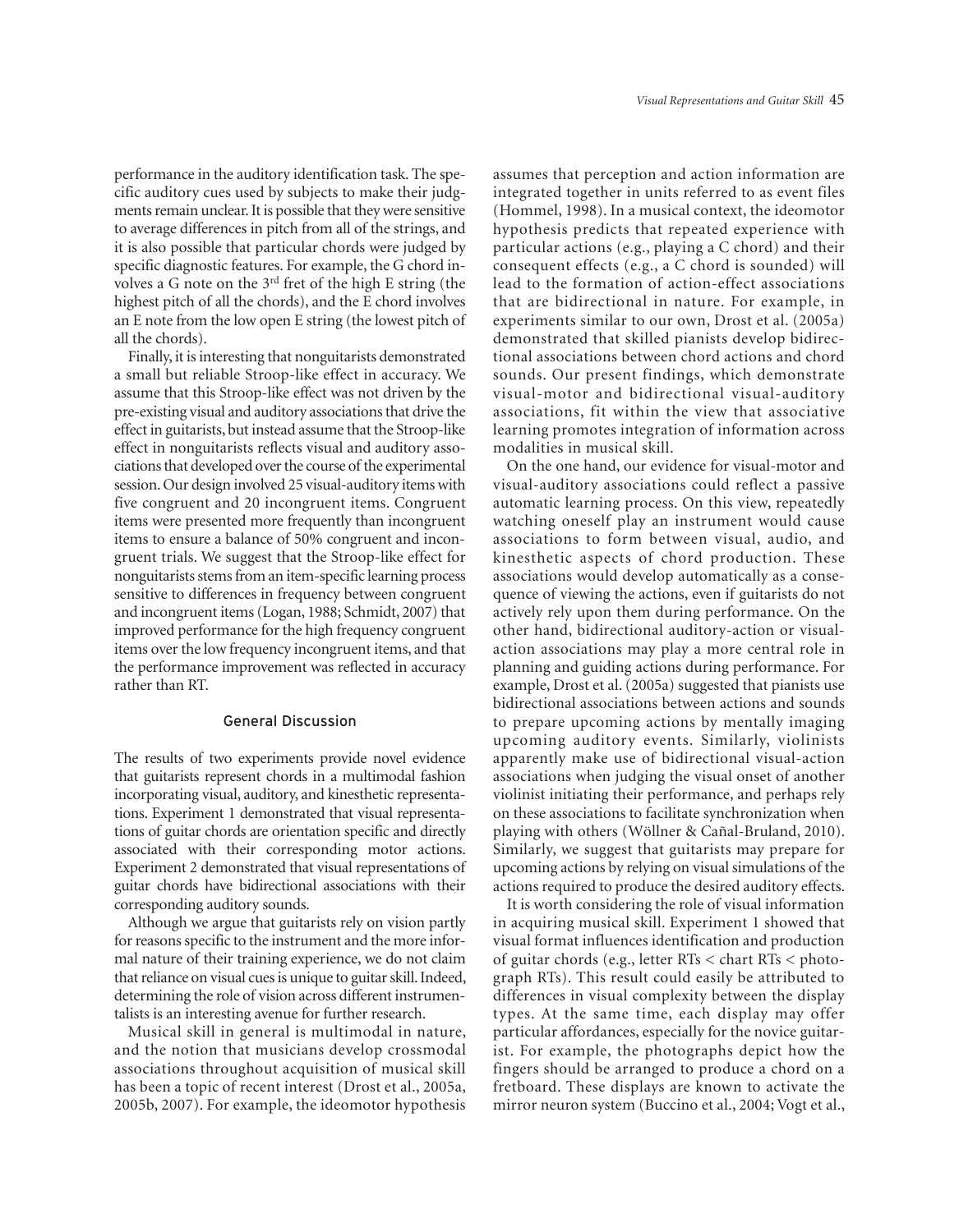performance in the auditory identification task. The specific auditory cues used by subjects to make their judgments remain unclear. It is possible that they were sensitive to average differences in pitch from all of the strings, and it is also possible that particular chords were judged by specific diagnostic features. For example, the G chord involves a G note on the 3rd fret of the high E string (the highest pitch of all the chords), and the E chord involves an E note from the low open E string (the lowest pitch of all the chords).

Finally, it is interesting that nonguitarists demonstrated a small but reliable Stroop-like effect in accuracy. We assume that this Stroop-like effect was not driven by the pre-existing visual and auditory associations that drive the effect in guitarists, but instead assume that the Stroop-like effect in nonguitarists reflects visual and auditory associations that developed over the course of the experimental session. Our design involved 25 visual-auditory items with five congruent and 20 incongruent items. Congruent items were presented more frequently than incongruent items to ensure a balance of 50% congruent and incongruent trials. We suggest that the Stroop-like effect for nonguitarists stems from an item-specific learning process sensitive to differences in frequency between congruent and incongruent items (Logan, 1988; Schmidt, 2007) that improved performance for the high frequency congruent items over the low frequency incongruent items, and that the performance improvement was reflected in accuracy rather than RT.

## General Discussion

The results of two experiments provide novel evidence that guitarists represent chords in a multimodal fashion incorporating visual, auditory, and kinesthetic representations. Experiment 1 demonstrated that visual representations of guitar chords are orientation specific and directly associated with their corresponding motor actions. Experiment 2 demonstrated that visual representations of guitar chords have bidirectional associations with their corresponding auditory sounds.

Although we argue that guitarists rely on vision partly for reasons specific to the instrument and the more informal nature of their training experience, we do not claim that reliance on visual cues is unique to guitar skill. Indeed, determining the role of vision across different instrumentalists is an interesting avenue for further research.

Musical skill in general is multimodal in nature, and the notion that musicians develop crossmodal associations throughout acquisition of musical skill has been a topic of recent interest (Drost et al., 2005a, 2005b, 2007). For example, the ideomotor hypothesis assumes that perception and action information are integrated together in units referred to as event files (Hommel, 1998). In a musical context, the ideomotor hypothesis predicts that repeated experience with particular actions (e.g., playing a C chord) and their consequent effects (e.g., a C chord is sounded) will lead to the formation of action-effect associations that are bidirectional in nature. For example, in experiments similar to our own, Drost et al. (2005a) demonstrated that skilled pianists develop bidirectional associations between chord actions and chord sounds. Our present findings, which demonstrate visual-motor and bidirectional visual-auditory associations, fit within the view that associative learning promotes integration of information across modalities in musical skill.

On the one hand, our evidence for visual-motor and visual-auditory associations could reflect a passive automatic learning process. On this view, repeatedly watching oneself play an instrument would cause associations to form between visual, audio, and kinesthetic aspects of chord production. These associations would develop automatically as a consequence of viewing the actions, even if guitarists do not actively rely upon them during performance. On the other hand, bidirectional auditory-action or visual-action associations may play a more central role in planning and guiding actions during performance. For example, Drost et al. (2005a) suggested that pianists use bidirectional associations between actions and sounds to prepare upcoming actions by mentally imaging upcoming auditory events. Similarly, violinists apparently make use of bidirectional visual-action associations when judging the visual onset of another violinist initiating their performance, and perhaps rely on these associations to facilitate synchronization when playing with others (Wöllner & Cañal-Bruland, 2010). Similarly, we suggest that guitarists may prepare for upcoming actions by relying on visual simulations of the actions required to produce the desired auditory effects.

It is worth considering the role of visual information in acquiring musical skill. Experiment 1 showed that visual format influences identification and production of guitar chords (e.g., letter RTs < chart RTs < photograph RTs). This result could easily be attributed to differences in visual complexity between the display types. At the same time, each display may offer particular affordances, especially for the novice guitarist. For example, the photographs depict how the fingers should be arranged to produce a chord on a fretboard. These displays are known to activate the mirror neuron system (Buccino et al., 2004; Vogt et al.,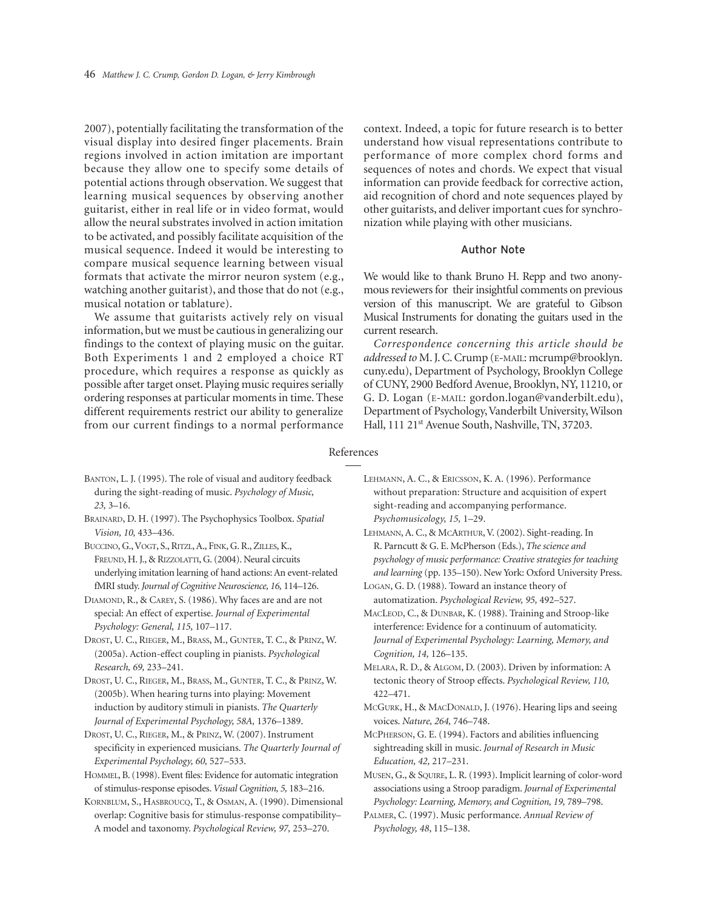2007), potentially facilitating the transformation of the visual display into desired finger placements. Brain regions involved in action imitation are important because they allow one to specify some details of potential actions through observation. We suggest that learning musical sequences by observing another guitarist, either in real life or in video format, would allow the neural substrates involved in action imitation to be activated, and possibly facilitate acquisition of the musical sequence. Indeed it would be interesting to compare musical sequence learning between visual formats that activate the mirror neuron system (e.g., watching another guitarist), and those that do not (e.g., musical notation or tablature).

We assume that guitarists actively rely on visual information, but we must be cautious in generalizing our findings to the context of playing music on the guitar. Both Experiments 1 and 2 employed a choice RT procedure, which requires a response as quickly as possible after target onset. Playing music requires serially ordering responses at particular moments in time. These different requirements restrict our ability to generalize from our current findings to a normal performance context. Indeed, a topic for future research is to better understand how visual representations contribute to performance of more complex chord forms and sequences of notes and chords. We expect that visual information can provide feedback for corrective action, aid recognition of chord and note sequences played by other guitarists, and deliver important cues for synchronization while playing with other musicians.

## Author Note

We would like to thank Bruno H. Repp and two anonymous reviewers for their insightful comments on previous version of this manuscript. We are grateful to Gibson Musical Instruments for donating the guitars used in the current research.

*Correspondence concerning this article should be addressed to* M. J. C. Crump (E-MAIL: mcrump@brooklyn.cuny.edu), Department of Psychology, Brooklyn College of CUNY, 2900 Bedford Avenue, Brooklyn, NY, 11210, or G. D. Logan (E-MAIL: gordon.logan@vanderbilt.edu), Department of Psychology, Vanderbilt University, Wilson Hall, 111 21st Avenue South, Nashville, TN, 37203.

## References

BANTON, L. J. (1995). The role of visual and auditory feedback during the sight-reading of music. *Psychology of Music, 23,* 3–16.

BRAINARD, D. H. (1997). The Psychophysics Toolbox. *Spatial Vision, 10,* 433–436.

BUCCINO, G., VOGT, S., RITZL, A., FINK, G. R., ZILLES, K., FREUND, H. J., & RIZZOLATTI, G. (2004). Neural circuits underlying imitation learning of hand actions: An event-related fMRI study. *Journal of Cognitive Neuroscience, 16,* 114–126.

DIAMOND, R., & CAREY, S. (1986). Why faces are and are not special: An effect of expertise. *Journal of Experimental Psychology: General, 115,* 107–117.

DROST, U. C., RIEGER, M., BRASS, M., GUNTER, T. C., & PRINZ, W. (2005a). Action-effect coupling in pianists. *Psychological Research, 69,* 233–241.

DROST, U. C., RIEGER, M., BRASS, M., GUNTER, T. C., & PRINZ, W. (2005b). When hearing turns into playing: Movement induction by auditory stimuli in pianists. *The Quarterly Journal of Experimental Psychology, 58A,* 1376–1389.

DROST, U. C., RIEGER, M., & PRINZ, W. (2007). Instrument specificity in experienced musicians. *The Quarterly Journal of Experimental Psychology, 60,* 527–533.

HOMMEL, B. (1998). Event files: Evidence for automatic integration of stimulus-response episodes. *Visual Cognition, 5,* 183–216.

KORNBLUM, S., HASBROUCQ, T., & OSMAN, A. (1990). Dimensional overlap: Cognitive basis for stimulus-response compatibility–A model and taxonomy. *Psychological Review, 97,* 253–270.

LEHMANN, A. C., & ERICSSON, K. A. (1996). Performance without preparation: Structure and acquisition of expert sight-reading and accompanying performance. *Psychomusicology, 15,* 1–29.

LEHMANN, A. C., & MCARTHUR, V. (2002). Sight-reading. In R. Parncutt & G. E. McPherson (Eds.), *The science and psychology of music performance: Creative strategies for teaching and learning* (pp. 135–150). New York: Oxford University Press.

LOGAN, G. D. (1988). Toward an instance theory of automatization. *Psychological Review, 95,* 492–527.

MACLEOD, C., & DUNBAR, K. (1988). Training and Stroop-like interference: Evidence for a continuum of automaticity. *Journal of Experimental Psychology: Learning, Memory, and Cognition, 14,* 126–135.

MELARA, R. D., & ALGOM, D. (2003). Driven by information: A tectonic theory of Stroop effects. *Psychological Review, 110,* 422–471.

MCGURK, H., & MACDONALD, J. (1976). Hearing lips and seeing voices. *Nature, 264,* 746–748.

MCPHERSON, G. E. (1994). Factors and abilities influencing sightreading skill in music. *Journal of Research in Music Education, 42,* 217–231.

MUSEN, G., & SQUIRE, L. R. (1993). Implicit learning of color-word associations using a Stroop paradigm. *Journal of Experimental Psychology: Learning, Memory, and Cognition, 19,* 789–798.

PALMER, C. (1997). Music performance. *Annual Review of Psychology, 48*, 115–138.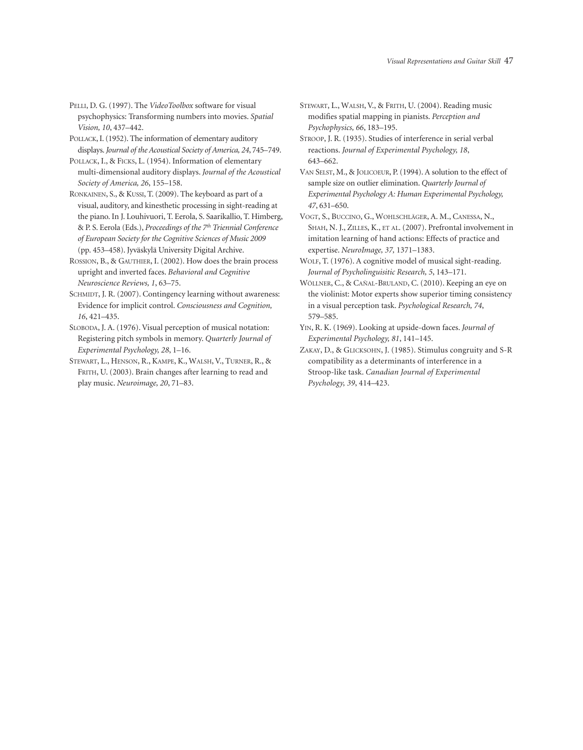Pelli, D. G. (1997). The *VideoToolbox* software for visual psychophysics: Transforming numbers into movies. *Spatial Vision, 10*, 437–442.

Pollack, I. (1952). The information of elementary auditory displays. *Journal of the Acoustical Society of America, 24*, 745–749.

Pollack, I., & Ficks, L. (1954). Information of elementary multi-dimensional auditory displays. *Journal of the Acoustical Society of America, 26*, 155–158.

Ronkainen, S., & Kussi, T. (2009). The keyboard as part of a visual, auditory, and kinesthetic processing in sight-reading at the piano. In J. Louhivuori, T. Eerola, S. Saarikallio, T. Himberg, & P. S. Eerola (Eds.), *Proceedings of the 7th Triennial Conference of European Society for the Cognitive Sciences of Music 2009* (pp. 453–458). Jyväskylä University Digital Archive.

Rossion, B., & Gauthier, I. (2002). How does the brain process upright and inverted faces. *Behavioral and Cognitive Neuroscience Reviews, 1*, 63–75.

Schmidt, J. R. (2007). Contingency learning without awareness: Evidence for implicit control. *Consciousness and Cognition, 16*, 421–435.

Sloboda, J. A. (1976). Visual perception of musical notation: Registering pitch symbols in memory. *Quarterly Journal of Experimental Psychology, 28*, 1–16.

Stewart, L., Henson, R., Kampe, K., Walsh, V., Turner, R., & Frith, U. (2003). Brain changes after learning to read and play music. *Neuroimage, 20*, 71–83.

Stewart, L., Walsh, V., & Frith, U. (2004). Reading music modifies spatial mapping in pianists. *Perception and Psychophysics, 66*, 183–195.

Stroop, J. R. (1935). Studies of interference in serial verbal reactions. *Journal of Experimental Psychology, 18*, 643–662.

Van Selst, M., & Jolicoeur, P. (1994). A solution to the effect of sample size on outlier elimination. *Quarterly Journal of Experimental Psychology A: Human Experimental Psychology, 47*, 631–650.

Vogt, S., Buccino, G., Wohlschläger, A. M., Canessa, N., Shah, N. J., Zilles, K., et al. (2007). Prefrontal involvement in imitation learning of hand actions: Effects of practice and expertise. *NeuroImage, 37*, 1371–1383.

Wolf, T. (1976). A cognitive model of musical sight-reading. *Journal of Psycholinguisitic Research, 5*, 143–171.

Wöllner, C., & Cañal-Bruland, C. (2010). Keeping an eye on the violinist: Motor experts show superior timing consistency in a visual perception task. *Psychological Research, 74*, 579–585.

Yin, R. K. (1969). Looking at upside-down faces. *Journal of Experimental Psychology, 81*, 141–145.

Zakay, D., & Glicksohn, J. (1985). Stimulus congruity and S-R compatibility as a determinants of interference in a Stroop-like task. *Canadian Journal of Experimental Psychology, 39*, 414–423.